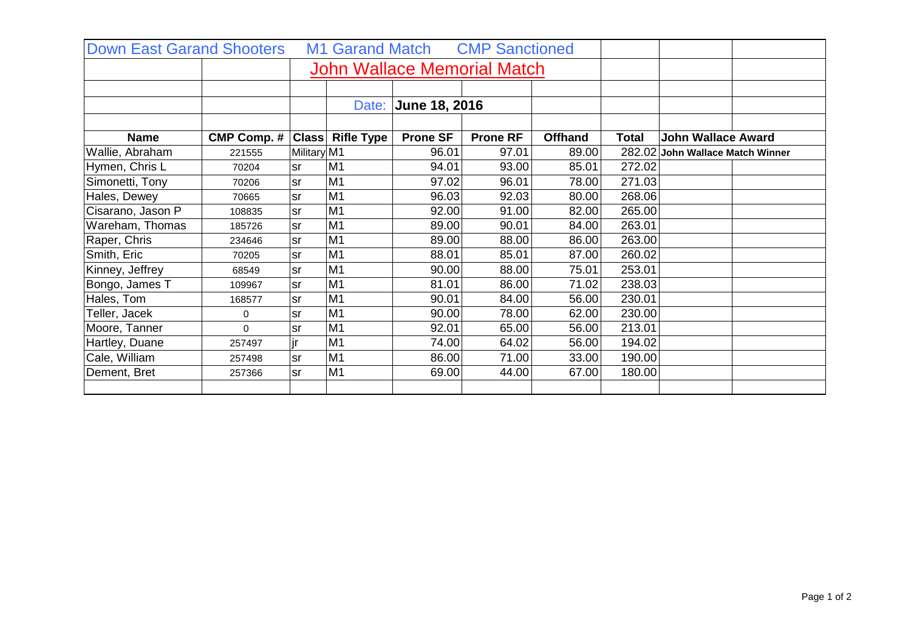Down East Garand Shooters M1 Garand Match CMP Sanctioned

# John Wallace Memorial Match

Date: **June 18, 2016**

| Name | CMP Comp. # | Class | Rifle Type | Prone SF | Prone RF | Offhand | Total | John Wallace Award |
|---|---|---|---|---|---|---|---|---|
| Wallie, Abraham | 221555 | Military | M1 | 96.01 | 97.01 | 89.00 | 282.02 | **John Wallace Match Winner** |
| Hymen, Chris L | 70204 | sr | M1 | 94.01 | 93.00 | 85.01 | 272.02 | |
| Simonetti, Tony | 70206 | sr | M1 | 97.02 | 96.01 | 78.00 | 271.03 | |
| Hales, Dewey | 70665 | sr | M1 | 96.03 | 92.03 | 80.00 | 268.06 | |
| Cisarano, Jason P | 108835 | sr | M1 | 92.00 | 91.00 | 82.00 | 265.00 | |
| Wareham, Thomas | 185726 | sr | M1 | 89.00 | 90.01 | 84.00 | 263.01 | |
| Raper, Chris | 234646 | sr | M1 | 89.00 | 88.00 | 86.00 | 263.00 | |
| Smith, Eric | 70205 | sr | M1 | 88.01 | 85.01 | 87.00 | 260.02 | |
| Kinney, Jeffrey | 68549 | sr | M1 | 90.00 | 88.00 | 75.01 | 253.01 | |
| Bongo, James T | 109967 | sr | M1 | 81.01 | 86.00 | 71.02 | 238.03 | |
| Hales, Tom | 168577 | sr | M1 | 90.01 | 84.00 | 56.00 | 230.01 | |
| Teller, Jacek | 0 | sr | M1 | 90.00 | 78.00 | 62.00 | 230.00 | |
| Moore, Tanner | 0 | sr | M1 | 92.01 | 65.00 | 56.00 | 213.01 | |
| Hartley, Duane | 257497 | jr | M1 | 74.00 | 64.02 | 56.00 | 194.02 | |
| Cale, William | 257498 | sr | M1 | 86.00 | 71.00 | 33.00 | 190.00 | |
| Dement, Bret | 257366 | sr | M1 | 69.00 | 44.00 | 67.00 | 180.00 | |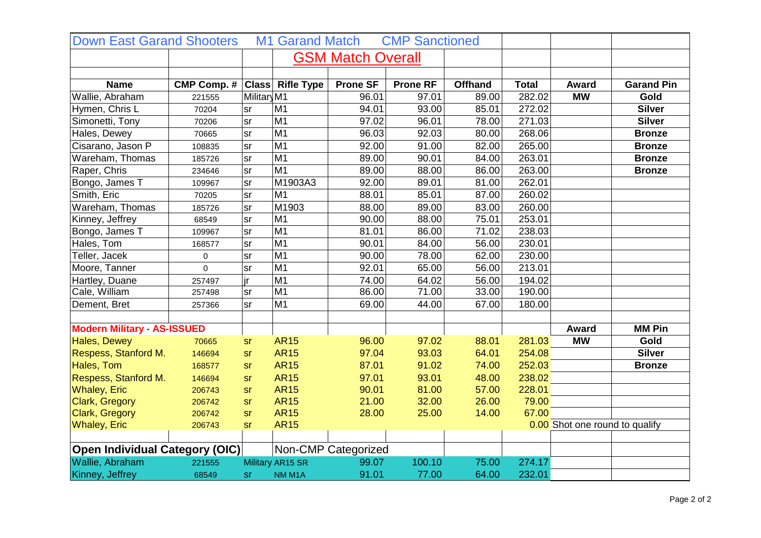| Down East Garand Shooters | M1 Garand Match | CMP Sanctioned | | | | | | | |
|---|---|---|---|---|---|---|---|---|---|
| | | | GSM Match Overall | | | | | | |
| **Name** | **CMP Comp. #** | **Class** | **Rifle Type** | **Prone SF** | **Prone RF** | **Offhand** | **Total** | **Award** | **Garand Pin** |
| Wallie, Abraham | 221555 | Military | M1 | 96.01 | 97.01 | 89.00 | 282.02 | **MW** | **Gold** |
| Hymen, Chris L | 70204 | sr | M1 | 94.01 | 93.00 | 85.01 | 272.02 | | **Silver** |
| Simonetti, Tony | 70206 | sr | M1 | 97.02 | 96.01 | 78.00 | 271.03 | | **Silver** |
| Hales, Dewey | 70665 | sr | M1 | 96.03 | 92.03 | 80.00 | 268.06 | | **Bronze** |
| Cisarano, Jason P | 108835 | sr | M1 | 92.00 | 91.00 | 82.00 | 265.00 | | **Bronze** |
| Wareham, Thomas | 185726 | sr | M1 | 89.00 | 90.01 | 84.00 | 263.01 | | **Bronze** |
| Raper, Chris | 234646 | sr | M1 | 89.00 | 88.00 | 86.00 | 263.00 | | **Bronze** |
| Bongo, James T | 109967 | sr | M1903A3 | 92.00 | 89.01 | 81.00 | 262.01 | | |
| Smith, Eric | 70205 | sr | M1 | 88.01 | 85.01 | 87.00 | 260.02 | | |
| Wareham, Thomas | 185726 | sr | M1903 | 88.00 | 89.00 | 83.00 | 260.00 | | |
| Kinney, Jeffrey | 68549 | sr | M1 | 90.00 | 88.00 | 75.01 | 253.01 | | |
| Bongo, James T | 109967 | sr | M1 | 81.01 | 86.00 | 71.02 | 238.03 | | |
| Hales, Tom | 168577 | sr | M1 | 90.01 | 84.00 | 56.00 | 230.01 | | |
| Teller, Jacek | 0 | sr | M1 | 90.00 | 78.00 | 62.00 | 230.00 | | |
| Moore, Tanner | 0 | sr | M1 | 92.01 | 65.00 | 56.00 | 213.01 | | |
| Hartley, Duane | 257497 | jr | M1 | 74.00 | 64.02 | 56.00 | 194.02 | | |
| Cale, William | 257498 | sr | M1 | 86.00 | 71.00 | 33.00 | 190.00 | | |
| Dement, Bret | 257366 | sr | M1 | 69.00 | 44.00 | 67.00 | 180.00 | | |
| | | | | | | | | | |
| **Modern Military - AS-ISSUED** | | | | | | | | **Award** | **MM Pin** |
| Hales, Dewey | 70665 | sr | AR15 | 96.00 | 97.02 | 88.01 | 281.03 | **MW** | **Gold** |
| Respess, Stanford M. | 146694 | sr | AR15 | 97.04 | 93.03 | 64.01 | 254.08 | | **Silver** |
| Hales, Tom | 168577 | sr | AR15 | 87.01 | 91.02 | 74.00 | 252.03 | | **Bronze** |
| Respess, Stanford M. | 146694 | sr | AR15 | 97.01 | 93.01 | 48.00 | 238.02 | | |
| Whaley, Eric | 206743 | sr | AR15 | 90.01 | 81.00 | 57.00 | 228.01 | | |
| Clark, Gregory | 206742 | sr | AR15 | 21.00 | 32.00 | 26.00 | 79.00 | | |
| Clark, Gregory | 206742 | sr | AR15 | 28.00 | 25.00 | 14.00 | 67.00 | | |
| Whaley, Eric | 206743 | sr | AR15 | | | | 0.00 | Shot one round to qualify | |
| | | | | | | | | | |
| **Open Individual Category (OIC)** | | | Non-CMP Categorized | | | | | | |
| Wallie, Abraham | 221555 | Military | AR15 SR | 99.07 | 100.10 | 75.00 | 274.17 | | |
| Kinney, Jeffrey | 68549 | sr | NM M1A | 91.01 | 77.00 | 64.00 | 232.01 | | |